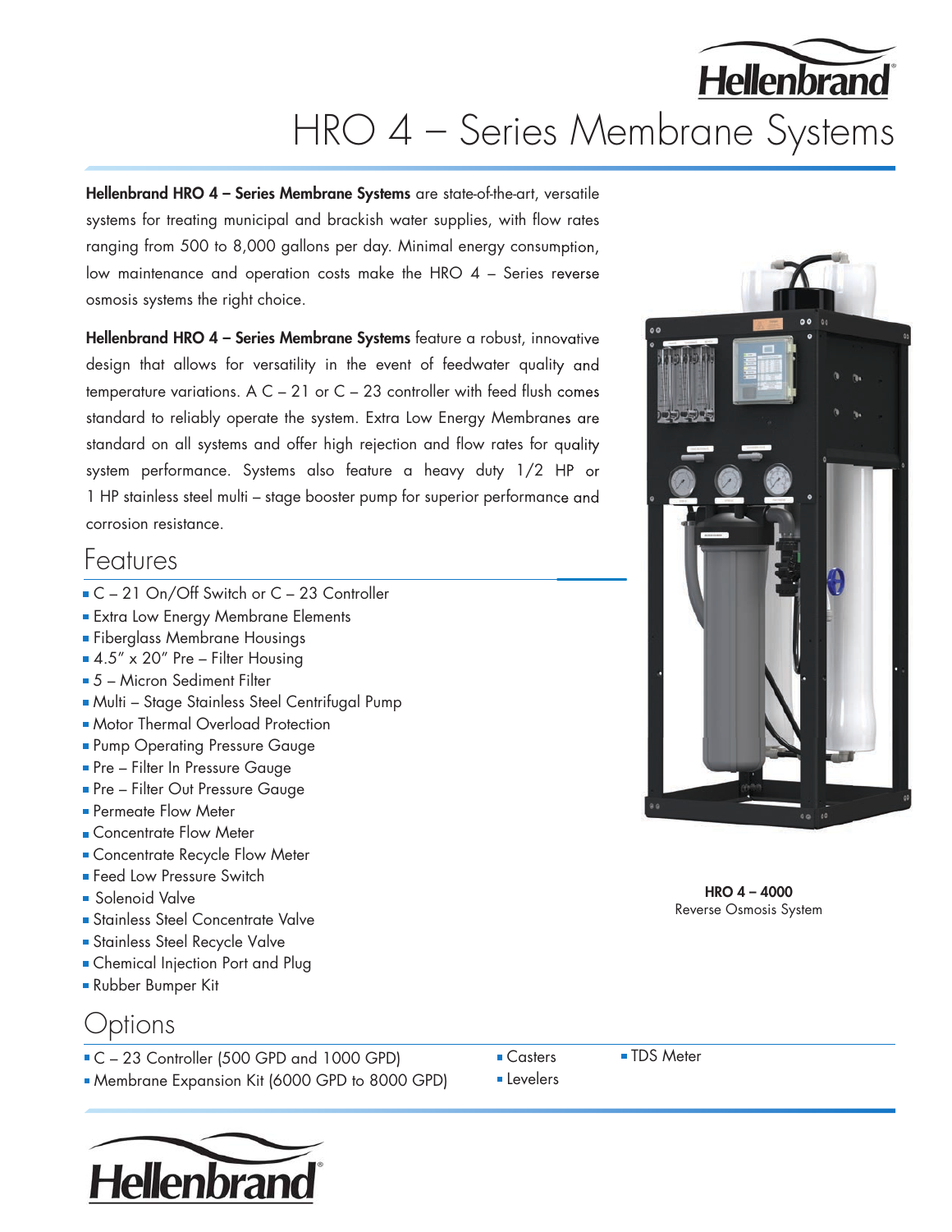# HRO 4 – Series Membrane Systems

**Hellenbrand HRO 4 – Series Membrane Systems** are state-of-the-art, versatile systems for treating municipal and brackish water supplies, with flow rates ranging from 500 to 8,000 gallons per day. Minimal energy consumption, low maintenance and operation costs make the HRO 4 – Series reverse osmosis systems the right choice.

**Hellenbrand HRO 4 – Series Membrane Systems** feature a robust, innovative design that allows for versatility in the event of feedwater quality and temperature variations. A C – 21 or C – 23 controller with feed flush comes standard to reliably operate the system. Extra Low Energy Membranes are standard on all systems and offer high rejection and flow rates for quality system performance. Systems also feature a heavy duty 1/2 HP or 1 HP stainless steel multi – stage booster pump for superior performance and corrosion resistance.

## Features

- C – 21 On/Off Switch or C – 23 Controller
- Extra Low Energy Membrane Elements
- Fiberglass Membrane Housings
- 4.5″ x 20″ Pre – Filter Housing
- 5 – Micron Sediment Filter
- Multi – Stage Stainless Steel Centrifugal Pump
- Motor Thermal Overload Protection
- Pump Operating Pressure Gauge
- Pre – Filter In Pressure Gauge
- Pre – Filter Out Pressure Gauge
- Permeate Flow Meter
- Concentrate Flow Meter
- Concentrate Recycle Flow Meter
- Feed Low Pressure Switch
- Solenoid Valve
- Stainless Steel Concentrate Valve
- Stainless Steel Recycle Valve
- Chemical Injection Port and Plug
- Rubber Bumper Kit

**HRO 4 – 4000**
Reverse Osmosis System

## Options

- C – 23 Controller (500 GPD and 1000 GPD)
- Membrane Expansion Kit (6000 GPD to 8000 GPD)
- Casters
- Levelers
- TDS Meter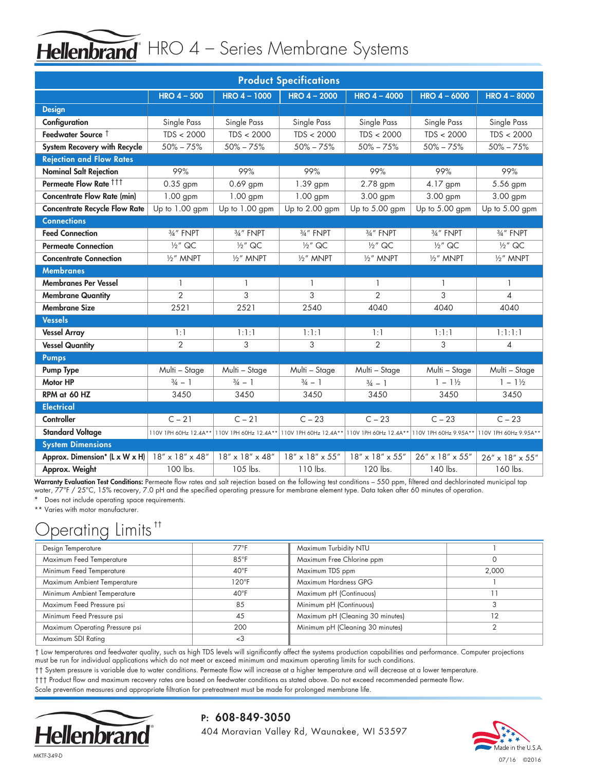# HRO 4 – Series Membrane Systems

## Product Specifications

| | HRO 4 – 500 | HRO 4 – 1000 | HRO 4 – 2000 | HRO 4 – 4000 | HRO 4 – 6000 | HRO 4 – 8000 |
|---|---|---|---|---|---|---|
| **Design** | | | | | | |
| **Configuration** | Single Pass | Single Pass | Single Pass | Single Pass | Single Pass | Single Pass |
| **Feedwater Source †** | TDS < 2000 | TDS < 2000 | TDS < 2000 | TDS < 2000 | TDS < 2000 | TDS < 2000 |
| **System Recovery with Recycle** | 50% – 75% | 50% – 75% | 50% – 75% | 50% – 75% | 50% – 75% | 50% – 75% |
| **Rejection and Flow Rates** | | | | | | |
| **Nominal Salt Rejection** | 99% | 99% | 99% | 99% | 99% | 99% |
| **Permeate Flow Rate †††** | 0.35 gpm | 0.69 gpm | 1.39 gpm | 2.78 gpm | 4.17 gpm | 5.56 gpm |
| **Concentrate Flow Rate (min)** | 1.00 gpm | 1.00 gpm | 1.00 gpm | 3.00 gpm | 3.00 gpm | 3.00 gpm |
| **Concentrate Recycle Flow Rate** | Up to 1.00 gpm | Up to 1.00 gpm | Up to 2.00 gpm | Up to 5.00 gpm | Up to 5.00 gpm | Up to 5.00 gpm |
| **Connections** | | | | | | |
| **Feed Connection** | ¾″ FNPT | ¾″ FNPT | ¾″ FNPT | ¾″ FNPT | ¾″ FNPT | ¾″ FNPT |
| **Permeate Connection** | ½″ QC | ½″ QC | ½″ QC | ½″ QC | ½″ QC | ½″ QC |
| **Concentrate Connection** | ½″ MNPT | ½″ MNPT | ½″ MNPT | ½″ MNPT | ½″ MNPT | ½″ MNPT |
| **Membranes** | | | | | | |
| **Membranes Per Vessel** | 1 | 1 | 1 | 1 | 1 | 1 |
| **Membrane Quantity** | 2 | 3 | 3 | 2 | 3 | 4 |
| **Membrane Size** | 2521 | 2521 | 2540 | 4040 | 4040 | 4040 |
| **Vessels** | | | | | | |
| **Vessel Array** | 1:1 | 1:1:1 | 1:1:1 | 1:1 | 1:1:1 | 1:1:1:1 |
| **Vessel Quantity** | 2 | 3 | 3 | 2 | 3 | 4 |
| **Pumps** | | | | | | |
| **Pump Type** | Multi – Stage | Multi – Stage | Multi – Stage | Multi – Stage | Multi – Stage | Multi – Stage |
| **Motor HP** | ¾ – 1 | ¾ – 1 | ¾ – 1 | ¾ – 1 | 1 – 1½ | 1 – 1½ |
| **RPM at 60 HZ** | 3450 | 3450 | 3450 | 3450 | 3450 | 3450 |
| **Electrical** | | | | | | |
| **Controller** | C – 21 | C – 21 | C – 23 | C – 23 | C – 23 | C – 23 |
| **Standard Voltage** | 110V 1PH 60Hz 12.4A** | 110V 1PH 60Hz 12.4A** | 110V 1PH 60Hz 12.4A** | 110V 1PH 60Hz 12.4A** | 110V 1PH 60Hz 9.95A** | 110V 1PH 60Hz 9.95A** |
| **System Dimensions** | | | | | | |
| **Approx. Dimension* (L x W x H)** | 18″ x 18″ x 48″ | 18″ x 18″ x 48″ | 18″ x 18″ x 55″ | 18″ x 18″ x 55″ | 26″ x 18″ x 55″ | 26″ x 18″ x 55″ |
| **Approx. Weight** | 100 lbs. | 105 lbs. | 110 lbs. | 120 lbs. | 140 lbs. | 160 lbs. |

**Warranty Evaluation Test Conditions:** Permeate flow rates and salt rejection based on the following test conditions – 550 ppm, filtered and dechlorinated municipal tap water, 77°F / 25°C, 15% recovery, 7.0 pH and the specified operating pressure for membrane element type. Data taken after 60 minutes of operation.

\* Does not include operating space requirements.

** Varies with motor manufacturer.

## Operating Limits ††

| | | | |
|---|---|---|---|
| Design Temperature | 77°F | Maximum Turbidity NTU | 1 |
| Maximum Feed Temperature | 85°F | Maximum Free Chlorine ppm | 0 |
| Minimum Feed Temperature | 40°F | Maximum TDS ppm | 2,000 |
| Maximum Ambient Temperature | 120°F | Maximum Hardness GPG | 1 |
| Minimum Ambient Temperature | 40°F | Maximum pH (Continuous) | 11 |
| Maximum Feed Pressure psi | 85 | Minimum pH (Continuous) | 3 |
| Minimum Feed Pressure psi | 45 | Maximum pH (Cleaning 30 minutes) | 12 |
| Maximum Operating Pressure psi | 200 | Minimum pH (Cleaning 30 minutes) | 2 |
| Maximum SDI Rating | <3 | | |

† Low temperatures and feedwater quality, such as high TDS levels will significantly affect the systems production capabilities and performance. Computer projections must be run for individual applications which do not meet or exceed minimum and maximum operating limits for such conditions.

†† System pressure is variable due to water conditions. Permeate flow will increase at a higher temperature and will decrease at a lower temperature.

††† Product flow and maximum recovery rates are based on feedwater conditions as stated above. Do not exceed recommended permeate flow.

Scale prevention measures and appropriate filtration for pretreatment must be made for prolonged membrane life.

Hellenbrand

**P: 608-849-3050**

404 Moravian Valley Rd, Waunakee, WI 53597

Made in the U.S.A.

MKTF-349-D

07/16 ©2016